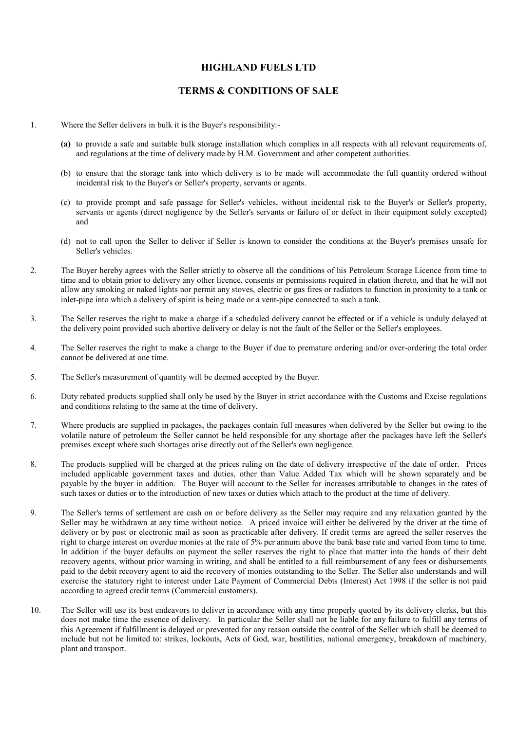# HIGHLAND FUELS LTD

## TERMS & CONDITIONS OF SALE

1. Where the Seller delivers in bulk it is the Buyer's responsibility:-

   **(a)** to provide a safe and suitable bulk storage installation which complies in all respects with all relevant requirements of, and regulations at the time of delivery made by H.M. Government and other competent authorities.

   (b) to ensure that the storage tank into which delivery is to be made will accommodate the full quantity ordered without incidental risk to the Buyer's or Seller's property, servants or agents.

   (c) to provide prompt and safe passage for Seller's vehicles, without incidental risk to the Buyer's or Seller's property, servants or agents (direct negligence by the Seller's servants or failure of or defect in their equipment solely excepted) and

   (d) not to call upon the Seller to deliver if Seller is known to consider the conditions at the Buyer's premises unsafe for Seller's vehicles.

2. The Buyer hereby agrees with the Seller strictly to observe all the conditions of his Petroleum Storage Licence from time to time and to obtain prior to delivery any other licence, consents or permissions required in elation thereto, and that he will not allow any smoking or naked lights nor permit any stoves, electric or gas fires or radiators to function in proximity to a tank or inlet-pipe into which a delivery of spirit is being made or a vent-pipe connected to such a tank.

3. The Seller reserves the right to make a charge if a scheduled delivery cannot be effected or if a vehicle is unduly delayed at the delivery point provided such abortive delivery or delay is not the fault of the Seller or the Seller's employees.

4. The Seller reserves the right to make a charge to the Buyer if due to premature ordering and/or over-ordering the total order cannot be delivered at one time.

5. The Seller's measurement of quantity will be deemed accepted by the Buyer.

6. Duty rebated products supplied shall only be used by the Buyer in strict accordance with the Customs and Excise regulations and conditions relating to the same at the time of delivery.

7. Where products are supplied in packages, the packages contain full measures when delivered by the Seller but owing to the volatile nature of petroleum the Seller cannot be held responsible for any shortage after the packages have left the Seller's premises except where such shortages arise directly out of the Seller's own negligence.

8. The products supplied will be charged at the prices ruling on the date of delivery irrespective of the date of order. Prices included applicable government taxes and duties, other than Value Added Tax which will be shown separately and be payable by the buyer in addition. The Buyer will account to the Seller for increases attributable to changes in the rates of such taxes or duties or to the introduction of new taxes or duties which attach to the product at the time of delivery.

9. The Seller's terms of settlement are cash on or before delivery as the Seller may require and any relaxation granted by the Seller may be withdrawn at any time without notice. A priced invoice will either be delivered by the driver at the time of delivery or by post or electronic mail as soon as practicable after delivery. If credit terms are agreed the seller reserves the right to charge interest on overdue monies at the rate of 5% per annum above the bank base rate and varied from time to time. In addition if the buyer defaults on payment the seller reserves the right to place that matter into the hands of their debt recovery agents, without prior warning in writing, and shall be entitled to a full reimbursement of any fees or disbursements paid to the debit recovery agent to aid the recovery of monies outstanding to the Seller. The Seller also understands and will exercise the statutory right to interest under Late Payment of Commercial Debts (Interest) Act 1998 if the seller is not paid according to agreed credit terms (Commercial customers).

10. The Seller will use its best endeavors to deliver in accordance with any time properly quoted by its delivery clerks, but this does not make time the essence of delivery. In particular the Seller shall not be liable for any failure to fulfill any terms of this Agreement if fulfillment is delayed or prevented for any reason outside the control of the Seller which shall be deemed to include but not be limited to: strikes, lockouts, Acts of God, war, hostilities, national emergency, breakdown of machinery, plant and transport.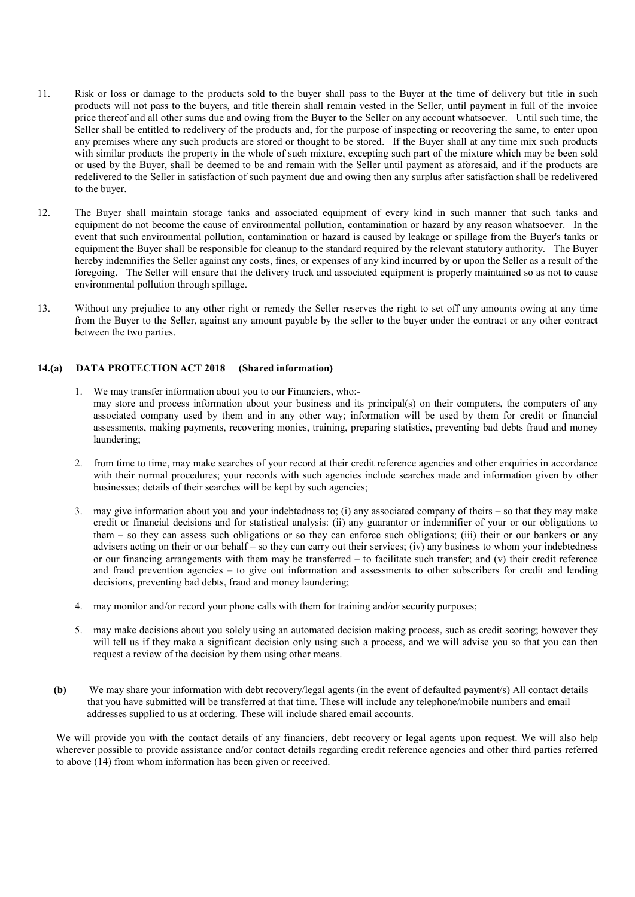11. Risk or loss or damage to the products sold to the buyer shall pass to the Buyer at the time of delivery but title in such products will not pass to the buyers, and title therein shall remain vested in the Seller, until payment in full of the invoice price thereof and all other sums due and owing from the Buyer to the Seller on any account whatsoever. Until such time, the Seller shall be entitled to redelivery of the products and, for the purpose of inspecting or recovering the same, to enter upon any premises where any such products are stored or thought to be stored. If the Buyer shall at any time mix such products with similar products the property in the whole of such mixture, excepting such part of the mixture which may be been sold or used by the Buyer, shall be deemed to be and remain with the Seller until payment as aforesaid, and if the products are redelivered to the Seller in satisfaction of such payment due and owing then any surplus after satisfaction shall be redelivered to the buyer.

12. The Buyer shall maintain storage tanks and associated equipment of every kind in such manner that such tanks and equipment do not become the cause of environmental pollution, contamination or hazard by any reason whatsoever. In the event that such environmental pollution, contamination or hazard is caused by leakage or spillage from the Buyer's tanks or equipment the Buyer shall be responsible for cleanup to the standard required by the relevant statutory authority. The Buyer hereby indemnifies the Seller against any costs, fines, or expenses of any kind incurred by or upon the Seller as a result of the foregoing. The Seller will ensure that the delivery truck and associated equipment is properly maintained so as not to cause environmental pollution through spillage.

13. Without any prejudice to any other right or remedy the Seller reserves the right to set off any amounts owing at any time from the Buyer to the Seller, against any amount payable by the seller to the buyer under the contract or any other contract between the two parties.

**14.(a) DATA PROTECTION ACT 2018 (Shared information)**

1. We may transfer information about you to our Financiers, who:-
   may store and process information about your business and its principal(s) on their computers, the computers of any associated company used by them and in any other way; information will be used by them for credit or financial assessments, making payments, recovering monies, training, preparing statistics, preventing bad debts fraud and money laundering;

2. from time to time, may make searches of your record at their credit reference agencies and other enquiries in accordance with their normal procedures; your records with such agencies include searches made and information given by other businesses; details of their searches will be kept by such agencies;

3. may give information about you and your indebtedness to; (i) any associated company of theirs – so that they may make credit or financial decisions and for statistical analysis: (ii) any guarantor or indemnifier of your or our obligations to them – so they can assess such obligations or so they can enforce such obligations; (iii) their or our bankers or any advisers acting on their or our behalf – so they can carry out their services; (iv) any business to whom your indebtedness or our financing arrangements with them may be transferred – to facilitate such transfer; and (v) their credit reference and fraud prevention agencies – to give out information and assessments to other subscribers for credit and lending decisions, preventing bad debts, fraud and money laundering;

4. may monitor and/or record your phone calls with them for training and/or security purposes;

5. may make decisions about you solely using an automated decision making process, such as credit scoring; however they will tell us if they make a significant decision only using such a process, and we will advise you so that you can then request a review of the decision by them using other means.

**(b)** We may share your information with debt recovery/legal agents (in the event of defaulted payment/s) All contact details that you have submitted will be transferred at that time. These will include any telephone/mobile numbers and email addresses supplied to us at ordering. These will include shared email accounts.

We will provide you with the contact details of any financiers, debt recovery or legal agents upon request. We will also help wherever possible to provide assistance and/or contact details regarding credit reference agencies and other third parties referred to above (14) from whom information has been given or received.